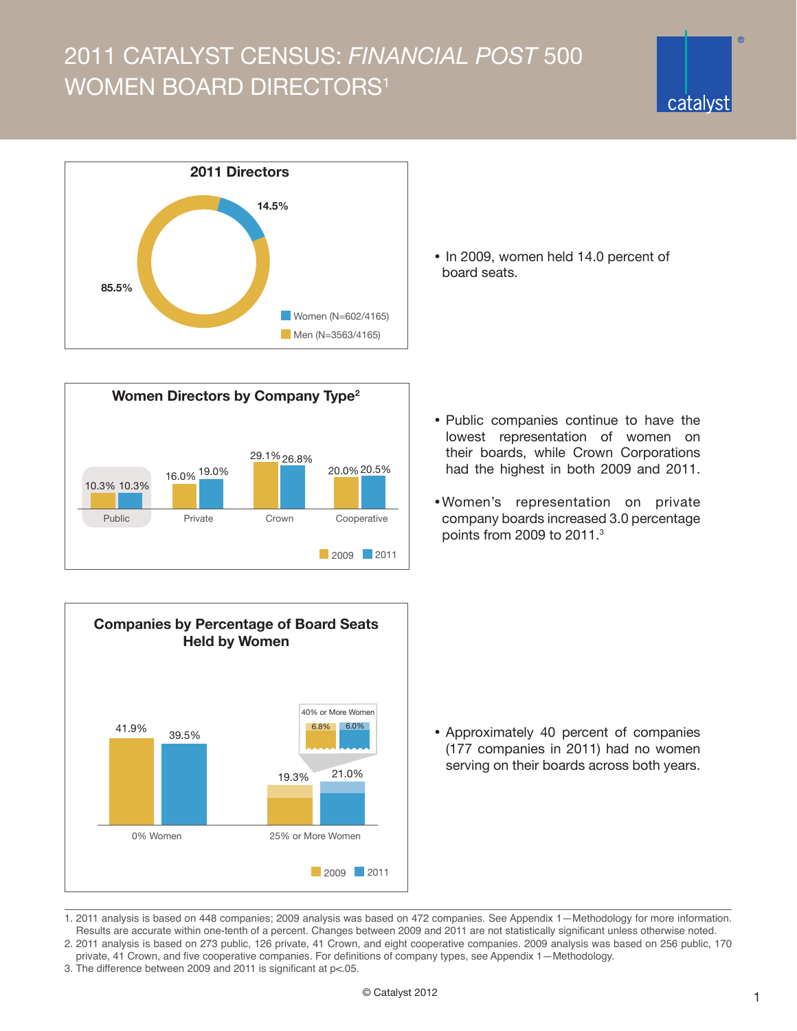# 2011 CATALYST CENSUS: *FINANCIAL POST* 500 WOMEN BOARD DIRECTORS[1]

**2011 Directors**

| | Percent |
|---|---|
| Women (N=602/4165) | 14.5% |
| Men (N=3563/4165) | 85.5% |

- In 2009, women held 14.0 percent of board seats.

**Women Directors by Company Type[2]**

| Company Type | 2009 | 2011 |
|---|---|---|
| Public | 10.3% | 10.3% |
| Private | 16.0% | 19.0% |
| Crown | 29.1% | 26.8% |
| Cooperative | 20.0% | 20.5% |

- Public companies continue to have the lowest representation of women on their boards, while Crown Corporations had the highest in both 2009 and 2011.
- Women's representation on private company boards increased 3.0 percentage points from 2009 to 2011.[3]

**Companies by Percentage of Board Seats Held by Women**

| | 2009 | 2011 |
|---|---|---|
| 0% Women | 41.9% | 39.5% |
| 25% or More Women | 19.3% | 21.0% |
| 40% or More Women | 6.8% | 6.0% |

- Approximately 40 percent of companies (177 companies in 2011) had no women serving on their boards across both years.

1. 2011 analysis is based on 448 companies; 2009 analysis was based on 472 companies. See Appendix 1—Methodology for more information. Results are accurate within one-tenth of a percent. Changes between 2009 and 2011 are not statistically significant unless otherwise noted.
2. 2011 analysis is based on 273 public, 126 private, 41 Crown, and eight cooperative companies. 2009 analysis was based on 256 public, 170 private, 41 Crown, and five cooperative companies. For definitions of company types, see Appendix 1—Methodology.
3. The difference between 2009 and 2011 is significant at $p<.05$.

© Catalyst 2012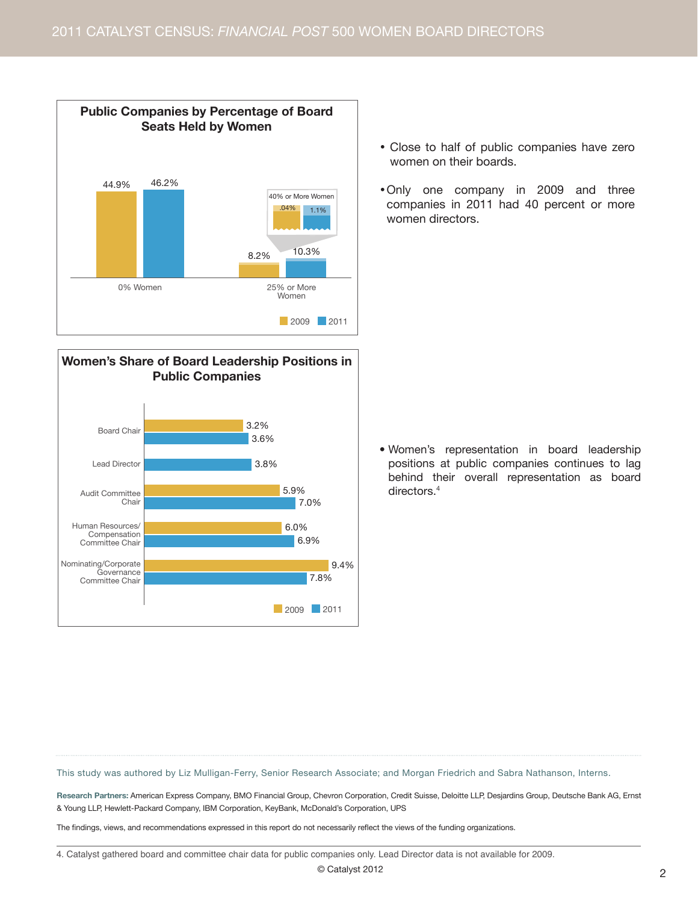**Public Companies by Percentage of Board Seats Held by Women**

44.9%
46.2%
40% or More Women
.04%
1.1%
8.2%
10.3%
0% Women
25% or More Women
2009
2011

- Close to half of public companies have zero women on their boards.
- Only one company in 2009 and three companies in 2011 had 40 percent or more women directors.

**Women's Share of Board Leadership Positions in Public Companies**

Board Chair
3.2%
3.6%
Lead Director
3.8%
Audit Committee Chair
5.9%
7.0%
Human Resources/ Compensation Committee Chair
6.0%
6.9%
Nominating/Corporate Governance Committee Chair
9.4%
7.8%
2009
2011

- Women's representation in board leadership positions at public companies continues to lag behind their overall representation as board directors.[4]

This study was authored by Liz Mulligan-Ferry, Senior Research Associate; and Morgan Friedrich and Sabra Nathanson, Interns.

**Research Partners:** American Express Company, BMO Financial Group, Chevron Corporation, Credit Suisse, Deloitte LLP, Desjardins Group, Deutsche Bank AG, Ernst & Young LLP, Hewlett-Packard Company, IBM Corporation, KeyBank, McDonald's Corporation, UPS

The findings, views, and recommendations expressed in this report do not necessarily reflect the views of the funding organizations.

4. Catalyst gathered board and committee chair data for public companies only. Lead Director data is not available for 2009.

© Catalyst 2012